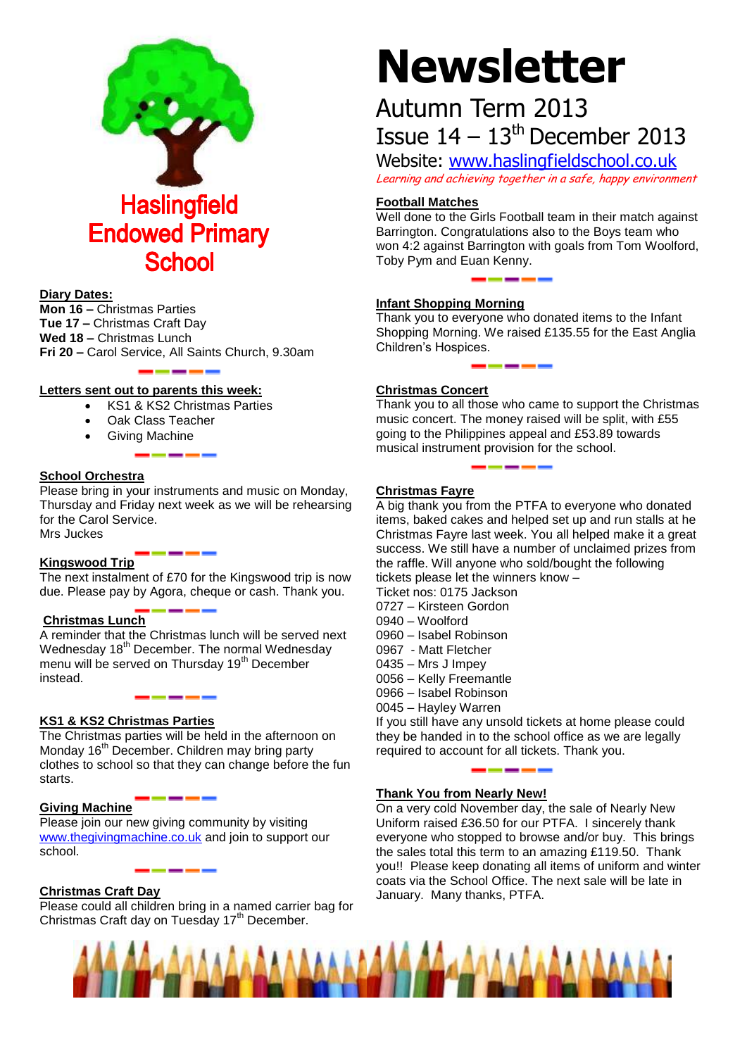# Haslingfield Endowed Primary School

# Newsletter

Autumn Term 2013

Issue 14 – 13th December 2013

Website: www.haslingfieldschool.co.uk

*Learning and achieving together in a safe, happy environment*

## Diary Dates:

**Mon 16 –** Christmas Parties
**Tue 17 –** Christmas Craft Day
**Wed 18 –** Christmas Lunch
**Fri 20 –** Carol Service, All Saints Church, 9.30am

## Letters sent out to parents this week:

- KS1 & KS2 Christmas Parties
- Oak Class Teacher
- Giving Machine

## School Orchestra

Please bring in your instruments and music on Monday, Thursday and Friday next week as we will be rehearsing for the Carol Service.
Mrs Juckes

## Kingswood Trip

The next instalment of £70 for the Kingswood trip is now due. Please pay by Agora, cheque or cash. Thank you.

## Christmas Lunch

A reminder that the Christmas lunch will be served next Wednesday 18th December. The normal Wednesday menu will be served on Thursday 19th December instead.

## KS1 & KS2 Christmas Parties

The Christmas parties will be held in the afternoon on Monday 16th December. Children may bring party clothes to school so that they can change before the fun starts.

## Giving Machine

Please join our new giving community by visiting www.thegivingmachine.co.uk and join to support our school.

## Christmas Craft Day

Please could all children bring in a named carrier bag for Christmas Craft day on Tuesday 17th December.

## Football Matches

Well done to the Girls Football team in their match against Barrington. Congratulations also to the Boys team who won 4:2 against Barrington with goals from Tom Woolford, Toby Pym and Euan Kenny.

## Infant Shopping Morning

Thank you to everyone who donated items to the Infant Shopping Morning. We raised £135.55 for the East Anglia Children's Hospices.

## Christmas Concert

Thank you to all those who came to support the Christmas music concert. The money raised will be split, with £55 going to the Philippines appeal and £53.89 towards musical instrument provision for the school.

## Christmas Fayre

A big thank you from the PTFA to everyone who donated items, baked cakes and helped set up and run stalls at he Christmas Fayre last week. You all helped make it a great success. We still have a number of unclaimed prizes from the raffle. Will anyone who sold/bought the following tickets please let the winners know –

Ticket nos: 0175 Jackson
0727 – Kirsteen Gordon
0940 – Woolford
0960 – Isabel Robinson
0967 - Matt Fletcher
0435 – Mrs J Impey
0056 – Kelly Freemantle
0966 – Isabel Robinson
0045 – Hayley Warren

If you still have any unsold tickets at home please could they be handed in to the school office as we are legally required to account for all tickets. Thank you.

## Thank You from Nearly New!

On a very cold November day, the sale of Nearly New Uniform raised £36.50 for our PTFA. I sincerely thank everyone who stopped to browse and/or buy. This brings the sales total this term to an amazing £119.50. Thank you!! Please keep donating all items of uniform and winter coats via the School Office. The next sale will be late in January. Many thanks, PTFA.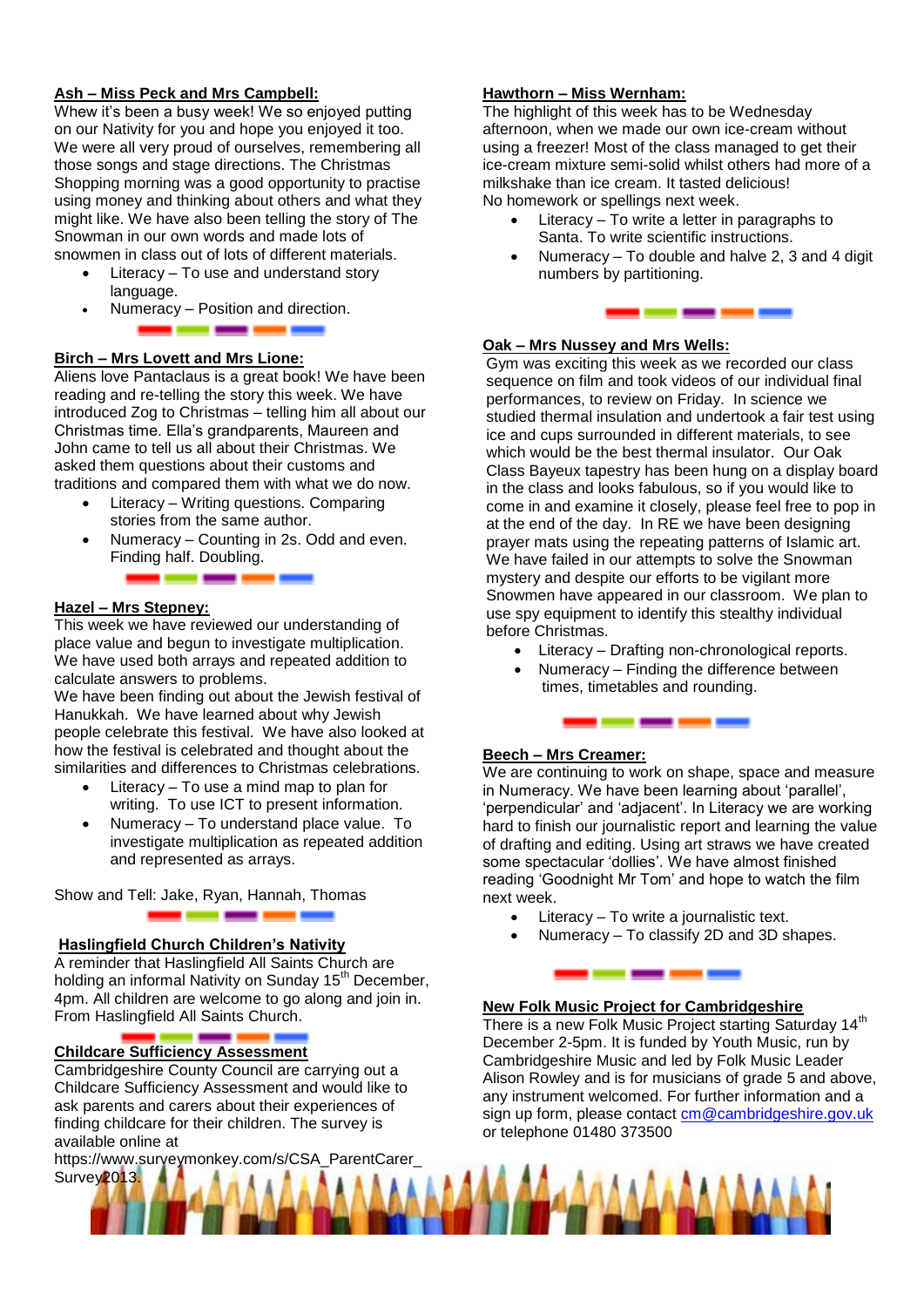## Ash – Miss Peck and Mrs Campbell:

Whew it's been a busy week! We so enjoyed putting on our Nativity for you and hope you enjoyed it too. We were all very proud of ourselves, remembering all those songs and stage directions. The Christmas Shopping morning was a good opportunity to practise using money and thinking about others and what they might like. We have also been telling the story of The Snowman in our own words and made lots of snowmen in class out of lots of different materials.

- Literacy – To use and understand story language.
- Numeracy – Position and direction.

## Birch – Mrs Lovett and Mrs Lione:

Aliens love Pantaclaus is a great book! We have been reading and re-telling the story this week. We have introduced Zog to Christmas – telling him all about our Christmas time. Ella's grandparents, Maureen and John came to tell us all about their Christmas. We asked them questions about their customs and traditions and compared them with what we do now.

- Literacy – Writing questions. Comparing stories from the same author.
- Numeracy – Counting in 2s. Odd and even. Finding half. Doubling.

## Hazel – Mrs Stepney:

This week we have reviewed our understanding of place value and begun to investigate multiplication. We have used both arrays and repeated addition to calculate answers to problems.

We have been finding out about the Jewish festival of Hanukkah. We have learned about why Jewish people celebrate this festival. We have also looked at how the festival is celebrated and thought about the similarities and differences to Christmas celebrations.

- Literacy – To use a mind map to plan for writing. To use ICT to present information.
- Numeracy – To understand place value. To investigate multiplication as repeated addition and represented as arrays.

Show and Tell: Jake, Ryan, Hannah, Thomas

## Haslingfield Church Children's Nativity

A reminder that Haslingfield All Saints Church are holding an informal Nativity on Sunday 15th December, 4pm. All children are welcome to go along and join in. From Haslingfield All Saints Church.

## Childcare Sufficiency Assessment

Cambridgeshire County Council are carrying out a Childcare Sufficiency Assessment and would like to ask parents and carers about their experiences of finding childcare for their children. The survey is available online at https://www.surveymonkey.com/s/CSA_ParentCarer_Survey2013.

## Hawthorn – Miss Wernham:

The highlight of this week has to be Wednesday afternoon, when we made our own ice-cream without using a freezer! Most of the class managed to get their ice-cream mixture semi-solid whilst others had more of a milkshake than ice cream. It tasted delicious!

No homework or spellings next week.

- Literacy – To write a letter in paragraphs to Santa. To write scientific instructions.
- Numeracy – To double and halve 2, 3 and 4 digit numbers by partitioning.

## Oak – Mrs Nussey and Mrs Wells:

Gym was exciting this week as we recorded our class sequence on film and took videos of our individual final performances, to review on Friday. In science we studied thermal insulation and undertook a fair test using ice and cups surrounded in different materials, to see which would be the best thermal insulator. Our Oak Class Bayeux tapestry has been hung on a display board in the class and looks fabulous, so if you would like to come in and examine it closely, please feel free to pop in at the end of the day. In RE we have been designing prayer mats using the repeating patterns of Islamic art. We have failed in our attempts to solve the Snowman mystery and despite our efforts to be vigilant more Snowmen have appeared in our classroom. We plan to use spy equipment to identify this stealthy individual before Christmas.

- Literacy – Drafting non-chronological reports.
- Numeracy – Finding the difference between times, timetables and rounding.

## Beech – Mrs Creamer:

We are continuing to work on shape, space and measure in Numeracy. We have been learning about 'parallel', 'perpendicular' and 'adjacent'. In Literacy we are working hard to finish our journalistic report and learning the value of drafting and editing. Using art straws we have created some spectacular 'dollies'. We have almost finished reading 'Goodnight Mr Tom' and hope to watch the film next week.

- Literacy – To write a journalistic text.
- Numeracy – To classify 2D and 3D shapes.

## New Folk Music Project for Cambridgeshire

There is a new Folk Music Project starting Saturday 14th December 2-5pm. It is funded by Youth Music, run by Cambridgeshire Music and led by Folk Music Leader Alison Rowley and is for musicians of grade 5 and above, any instrument welcomed. For further information and a sign up form, please contact cm@cambridgeshire.gov.uk or telephone 01480 373500